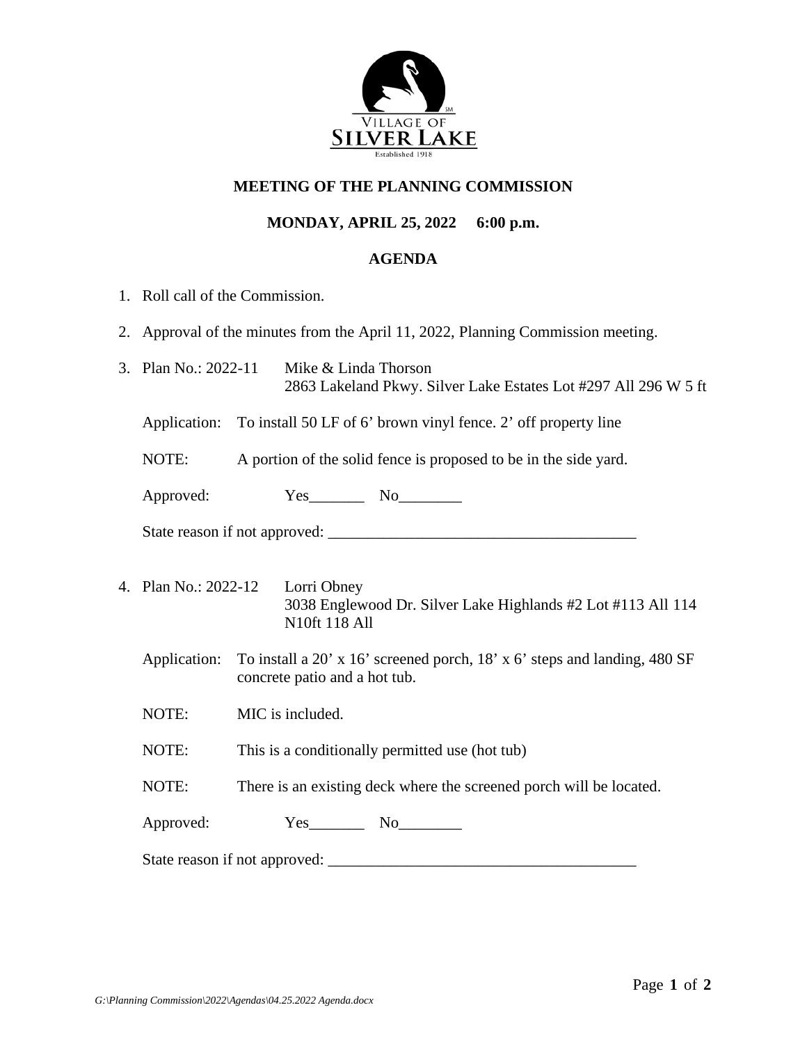VILLAGE OF
SILVER LAKE
Established 1918

## MEETING OF THE PLANNING COMMISSION

### MONDAY, APRIL 25, 2022 6:00 p.m.

### AGENDA

1. Roll call of the Commission.

2. Approval of the minutes from the April 11, 2022, Planning Commission meeting.

3. Plan No.: 2022-11 Mike & Linda Thorson
   2863 Lakeland Pkwy. Silver Lake Estates Lot #297 All 296 W 5 ft

   Application: To install 50 LF of 6’ brown vinyl fence. 2’ off property line

   NOTE: A portion of the solid fence is proposed to be in the side yard.

   Approved: Yes_______ No________

   State reason if not approved: _______________________________________

4. Plan No.: 2022-12 Lorri Obney
   3038 Englewood Dr. Silver Lake Highlands #2 Lot #113 All 114 N10ft 118 All

   Application: To install a 20’ x 16’ screened porch, 18’ x 6’ steps and landing, 480 SF concrete patio and a hot tub.

   NOTE: MIC is included.

   NOTE: This is a conditionally permitted use (hot tub)

   NOTE: There is an existing deck where the screened porch will be located.

   Approved: Yes_______ No________

   State reason if not approved: _______________________________________

*G:\Planning Commission\2022\Agendas\04.25.2022 Agenda.docx*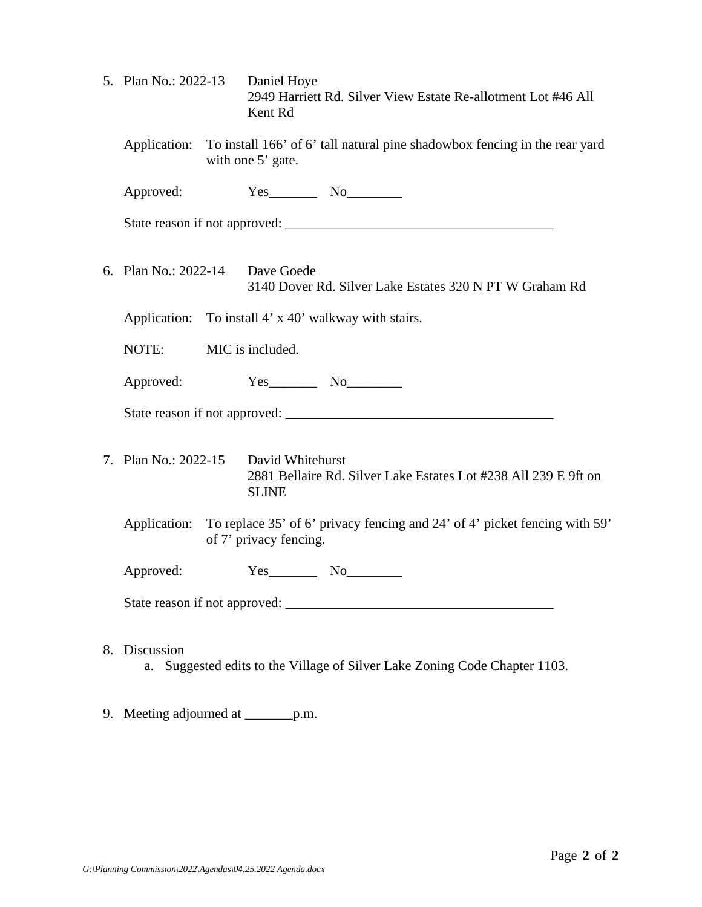5. Plan No.: 2022-13 Daniel Hoye
   2949 Harriett Rd. Silver View Estate Re-allotment Lot #46 All Kent Rd

   Application: To install 166’ of 6’ tall natural pine shadowbox fencing in the rear yard with one 5’ gate.

   Approved: Yes_______ No________

   State reason if not approved: _______________________________________

6. Plan No.: 2022-14 Dave Goede
   3140 Dover Rd. Silver Lake Estates 320 N PT W Graham Rd

   Application: To install 4’ x 40’ walkway with stairs.

   NOTE: MIC is included.

   Approved: Yes_______ No________

   State reason if not approved: _______________________________________

7. Plan No.: 2022-15 David Whitehurst
   2881 Bellaire Rd. Silver Lake Estates Lot #238 All 239 E 9ft on SLINE

   Application: To replace 35’ of 6’ privacy fencing and 24’ of 4’ picket fencing with 59’ of 7’ privacy fencing.

   Approved: Yes_______ No________

   State reason if not approved: _______________________________________

8. Discussion
   a. Suggested edits to the Village of Silver Lake Zoning Code Chapter 1103.

9. Meeting adjourned at _______p.m.

*G:\Planning Commission\2022\Agendas\04.25.2022 Agenda.docx*